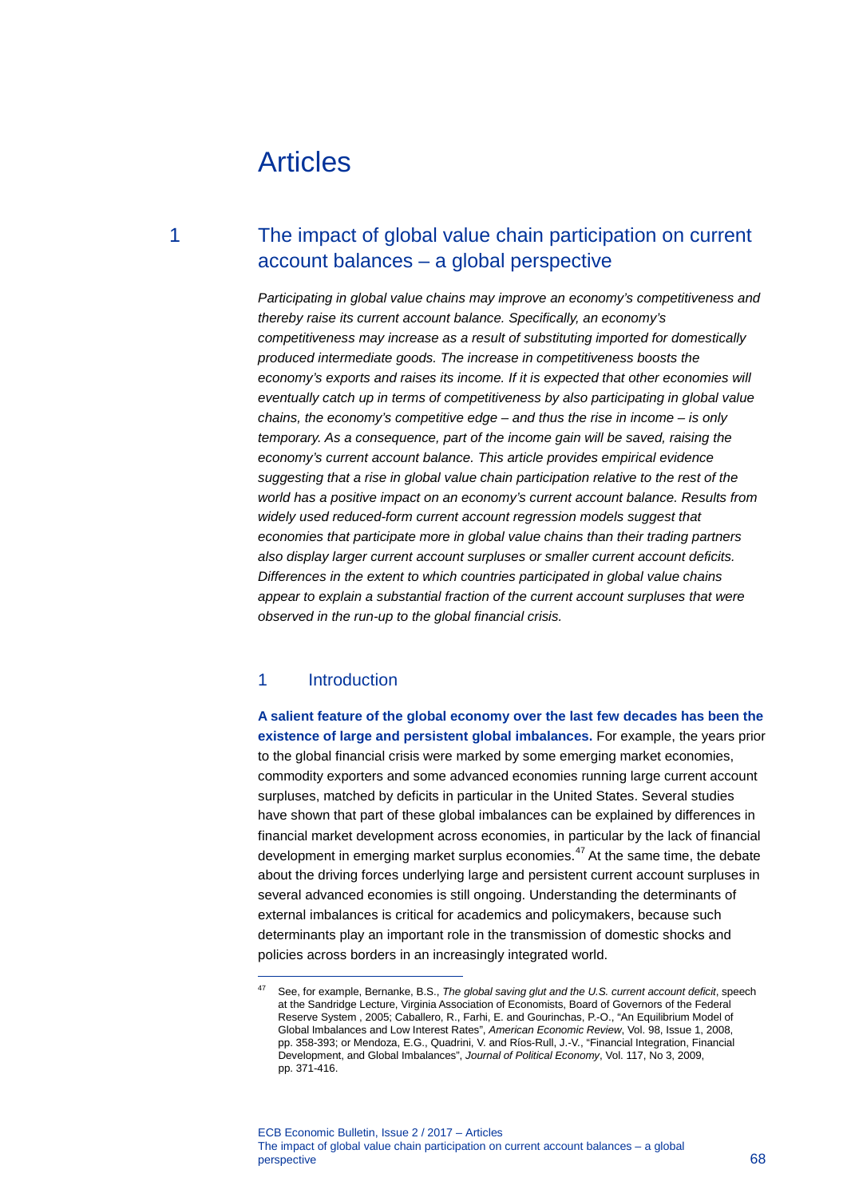# Articles

## 1 The impact of global value chain participation on current account balances – a global perspective

*Participating in global value chains may improve an economy's competitiveness and thereby raise its current account balance. Specifically, an economy's competitiveness may increase as a result of substituting imported for domestically produced intermediate goods. The increase in competitiveness boosts the economy's exports and raises its income. If it is expected that other economies will eventually catch up in terms of competitiveness by also participating in global value chains, the economy's competitive edge – and thus the rise in income – is only temporary. As a consequence, part of the income gain will be saved, raising the economy's current account balance. This article provides empirical evidence suggesting that a rise in global value chain participation relative to the rest of the world has a positive impact on an economy's current account balance. Results from widely used reduced-form current account regression models suggest that economies that participate more in global value chains than their trading partners also display larger current account surpluses or smaller current account deficits. Differences in the extent to which countries participated in global value chains appear to explain a substantial fraction of the current account surpluses that were observed in the run-up to the global financial crisis.*

### 1 Introduction

**A salient feature of the global economy over the last few decades has been the existence of large and persistent global imbalances.** For example, the years prior to the global financial crisis were marked by some emerging market economies, commodity exporters and some advanced economies running large current account surpluses, matched by deficits in particular in the United States. Several studies have shown that part of these global imbalances can be explained by differences in financial market development across economies, in particular by the lack of financial development in emerging market surplus economies.[47] At the same time, the debate about the driving forces underlying large and persistent current account surpluses in several advanced economies is still ongoing. Understanding the determinants of external imbalances is critical for academics and policymakers, because such determinants play an important role in the transmission of domestic shocks and policies across borders in an increasingly integrated world.

---

[47] See, for example, Bernanke, B.S., *The global saving glut and the U.S. current account deficit*, speech at the Sandridge Lecture, Virginia Association of Economists, Board of Governors of the Federal Reserve System , 2005; Caballero, R., Farhi, E. and Gourinchas, P.-O., "An Equilibrium Model of Global Imbalances and Low Interest Rates", *American Economic Review*, Vol. 98, Issue 1, 2008, pp. 358-393; or Mendoza, E.G., Quadrini, V. and Ríos-Rull, J.-V., "Financial Integration, Financial Development, and Global Imbalances", *Journal of Political Economy*, Vol. 117, No 3, 2009, pp. 371-416.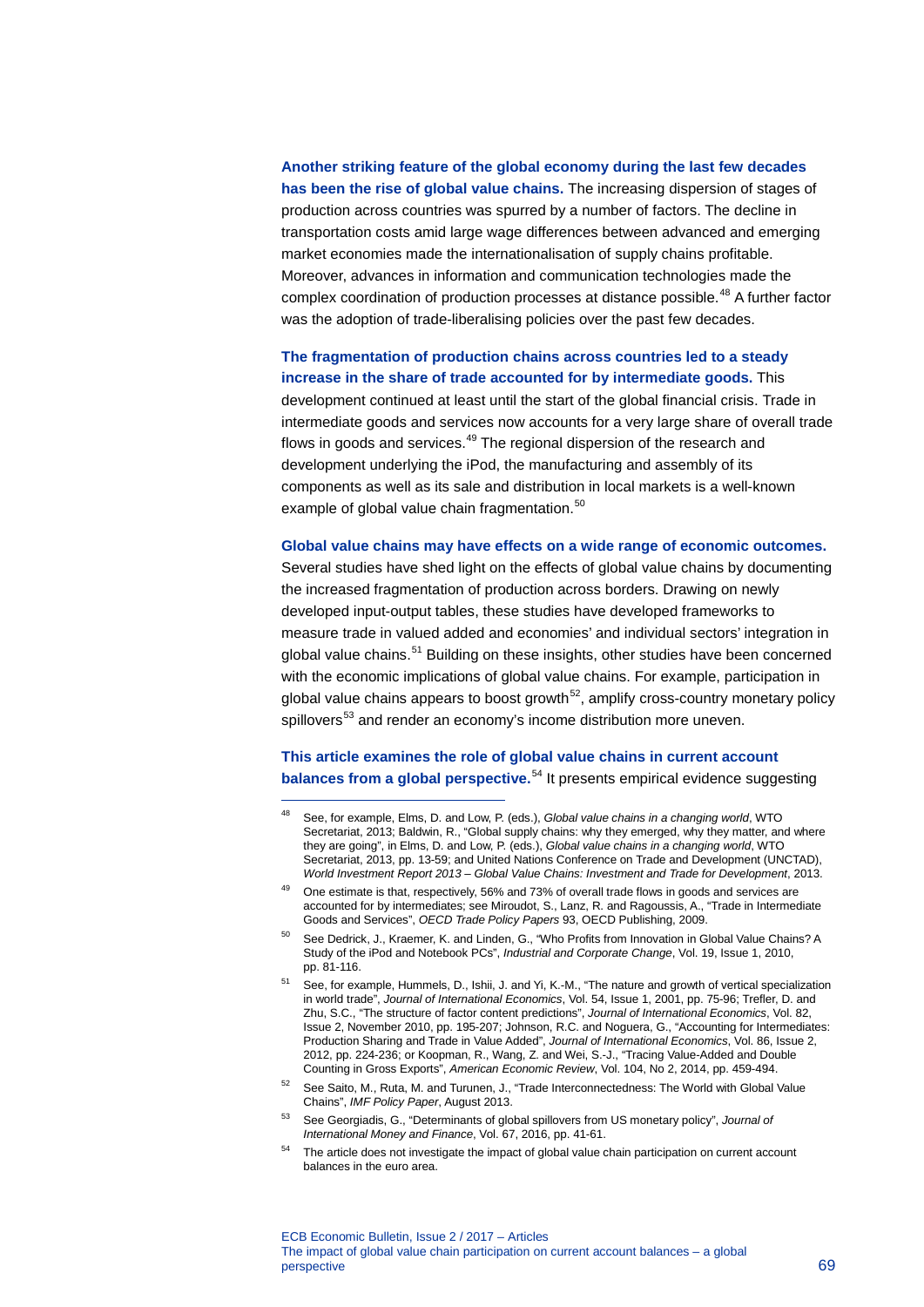**Another striking feature of the global economy during the last few decades has been the rise of global value chains.** The increasing dispersion of stages of production across countries was spurred by a number of factors. The decline in transportation costs amid large wage differences between advanced and emerging market economies made the internationalisation of supply chains profitable. Moreover, advances in information and communication technologies made the complex coordination of production processes at distance possible.[48] A further factor was the adoption of trade-liberalising policies over the past few decades.

**The fragmentation of production chains across countries led to a steady increase in the share of trade accounted for by intermediate goods.** This development continued at least until the start of the global financial crisis. Trade in intermediate goods and services now accounts for a very large share of overall trade flows in goods and services.[49] The regional dispersion of the research and development underlying the iPod, the manufacturing and assembly of its components as well as its sale and distribution in local markets is a well-known example of global value chain fragmentation.[50]

**Global value chains may have effects on a wide range of economic outcomes.** Several studies have shed light on the effects of global value chains by documenting the increased fragmentation of production across borders. Drawing on newly developed input-output tables, these studies have developed frameworks to measure trade in valued added and economies' and individual sectors' integration in global value chains.[51] Building on these insights, other studies have been concerned with the economic implications of global value chains. For example, participation in global value chains appears to boost growth[52], amplify cross-country monetary policy spillovers[53] and render an economy's income distribution more uneven.

**This article examines the role of global value chains in current account balances from a global perspective.**[54] It presents empirical evidence suggesting

---

[48] See, for example, Elms, D. and Low, P. (eds.), *Global value chains in a changing world*, WTO Secretariat, 2013; Baldwin, R., "Global supply chains: why they emerged, why they matter, and where they are going", in Elms, D. and Low, P. (eds.), *Global value chains in a changing world*, WTO Secretariat, 2013, pp. 13-59; and United Nations Conference on Trade and Development (UNCTAD), *World Investment Report 2013 – Global Value Chains: Investment and Trade for Development*, 2013.

[49] One estimate is that, respectively, 56% and 73% of overall trade flows in goods and services are accounted for by intermediates; see Miroudot, S., Lanz, R. and Ragoussis, A., "Trade in Intermediate Goods and Services", *OECD Trade Policy Papers* 93, OECD Publishing, 2009.

[50] See Dedrick, J., Kraemer, K. and Linden, G., "Who Profits from Innovation in Global Value Chains? A Study of the iPod and Notebook PCs", *Industrial and Corporate Change*, Vol. 19, Issue 1, 2010, pp. 81-116.

[51] See, for example, Hummels, D., Ishii, J. and Yi, K.-M., "The nature and growth of vertical specialization in world trade", *Journal of International Economics*, Vol. 54, Issue 1, 2001, pp. 75-96; Trefler, D. and Zhu, S.C., "The structure of factor content predictions", *Journal of International Economics*, Vol. 82, Issue 2, November 2010, pp. 195-207; Johnson, R.C. and Noguera, G., "Accounting for Intermediates: Production Sharing and Trade in Value Added", *Journal of International Economics*, Vol. 86, Issue 2, 2012, pp. 224-236; or Koopman, R., Wang, Z. and Wei, S.-J., "Tracing Value-Added and Double Counting in Gross Exports", *American Economic Review*, Vol. 104, No 2, 2014, pp. 459-494.

[52] See Saito, M., Ruta, M. and Turunen, J., "Trade Interconnectedness: The World with Global Value Chains", *IMF Policy Paper*, August 2013.

[53] See Georgiadis, G., "Determinants of global spillovers from US monetary policy", *Journal of International Money and Finance*, Vol. 67, 2016, pp. 41-61.

[54] The article does not investigate the impact of global value chain participation on current account balances in the euro area.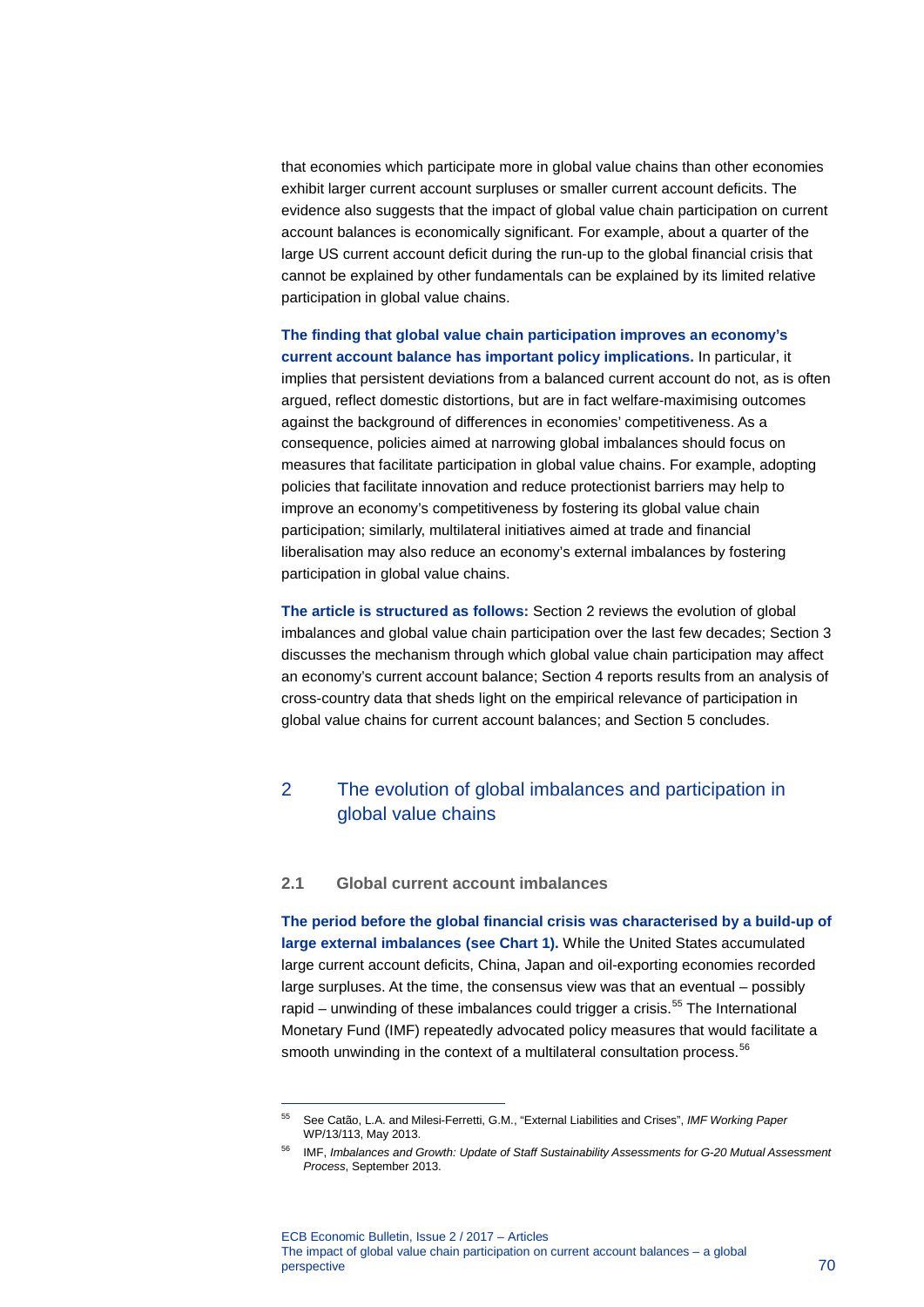that economies which participate more in global value chains than other economies exhibit larger current account surpluses or smaller current account deficits. The evidence also suggests that the impact of global value chain participation on current account balances is economically significant. For example, about a quarter of the large US current account deficit during the run-up to the global financial crisis that cannot be explained by other fundamentals can be explained by its limited relative participation in global value chains.

**The finding that global value chain participation improves an economy's current account balance has important policy implications.** In particular, it implies that persistent deviations from a balanced current account do not, as is often argued, reflect domestic distortions, but are in fact welfare-maximising outcomes against the background of differences in economies' competitiveness. As a consequence, policies aimed at narrowing global imbalances should focus on measures that facilitate participation in global value chains. For example, adopting policies that facilitate innovation and reduce protectionist barriers may help to improve an economy's competitiveness by fostering its global value chain participation; similarly, multilateral initiatives aimed at trade and financial liberalisation may also reduce an economy's external imbalances by fostering participation in global value chains.

**The article is structured as follows:** Section 2 reviews the evolution of global imbalances and global value chain participation over the last few decades; Section 3 discusses the mechanism through which global value chain participation may affect an economy's current account balance; Section 4 reports results from an analysis of cross-country data that sheds light on the empirical relevance of participation in global value chains for current account balances; and Section 5 concludes.

## 2 The evolution of global imbalances and participation in global value chains

### 2.1 Global current account imbalances

**The period before the global financial crisis was characterised by a build-up of large external imbalances (see Chart 1).** While the United States accumulated large current account deficits, China, Japan and oil-exporting economies recorded large surpluses. At the time, the consensus view was that an eventual – possibly rapid – unwinding of these imbalances could trigger a crisis.[55] The International Monetary Fund (IMF) repeatedly advocated policy measures that would facilitate a smooth unwinding in the context of a multilateral consultation process.[56]

[55] See Catão, L.A. and Milesi-Ferretti, G.M., "External Liabilities and Crises", *IMF Working Paper* WP/13/113, May 2013.

[56] IMF, *Imbalances and Growth: Update of Staff Sustainability Assessments for G-20 Mutual Assessment Process*, September 2013.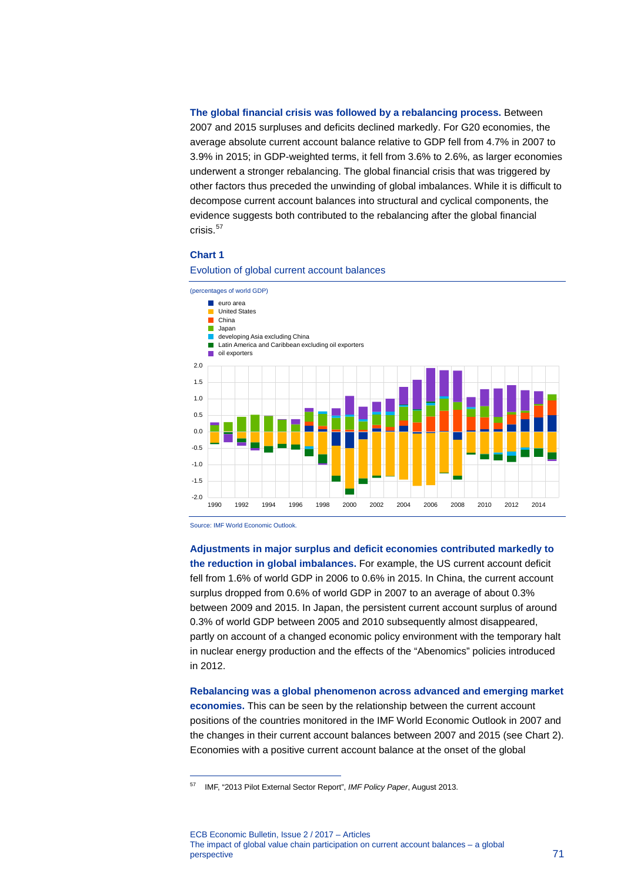**The global financial crisis was followed by a rebalancing process.** Between 2007 and 2015 surpluses and deficits declined markedly. For G20 economies, the average absolute current account balance relative to GDP fell from 4.7% in 2007 to 3.9% in 2015; in GDP-weighted terms, it fell from 3.6% to 2.6%, as larger economies underwent a stronger rebalancing. The global financial crisis that was triggered by other factors thus preceded the unwinding of global imbalances. While it is difficult to decompose current account balances into structural and cyclical components, the evidence suggests both contributed to the rebalancing after the global financial crisis.[57]

**Chart 1**

Evolution of global current account balances

(percentages of world GDP)

Legend: euro area; United States; China; Japan; developing Asia excluding China; Latin America and Caribbean excluding oil exporters; oil exporters

Source: IMF World Economic Outlook.

**Adjustments in major surplus and deficit economies contributed markedly to the reduction in global imbalances.** For example, the US current account deficit fell from 1.6% of world GDP in 2006 to 0.6% in 2015. In China, the current account surplus dropped from 0.6% of world GDP in 2007 to an average of about 0.3% between 2009 and 2015. In Japan, the persistent current account surplus of around 0.3% of world GDP between 2005 and 2010 subsequently almost disappeared, partly on account of a changed economic policy environment with the temporary halt in nuclear energy production and the effects of the "Abenomics" policies introduced in 2012.

**Rebalancing was a global phenomenon across advanced and emerging market economies.** This can be seen by the relationship between the current account positions of the countries monitored in the IMF World Economic Outlook in 2007 and the changes in their current account balances between 2007 and 2015 (see Chart 2). Economies with a positive current account balance at the onset of the global

---

[57] IMF, "2013 Pilot External Sector Report", *IMF Policy Paper*, August 2013.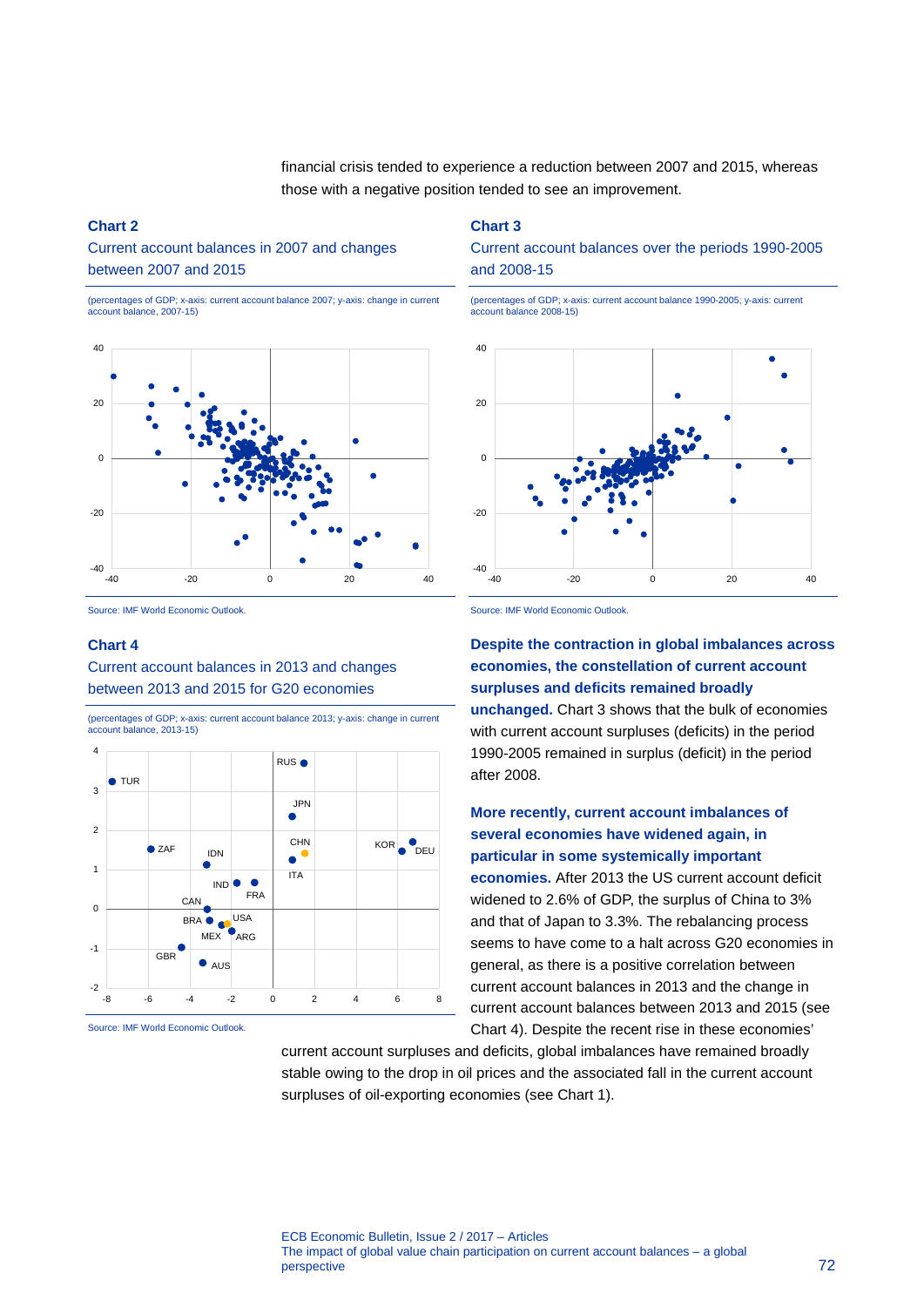financial crisis tended to experience a reduction between 2007 and 2015, whereas those with a negative position tended to see an improvement.

**Chart 2**

Current account balances in 2007 and changes between 2007 and 2015

(percentages of GDP; x-axis: current account balance 2007; y-axis: change in current account balance, 2007-15)

Source: IMF World Economic Outlook.

**Chart 3**

Current account balances over the periods 1990-2005 and 2008-15

(percentages of GDP; x-axis: current account balance 1990-2005; y-axis: current account balance 2008-15)

Source: IMF World Economic Outlook.

**Chart 4**

Current account balances in 2013 and changes between 2013 and 2015 for G20 economies

(percentages of GDP; x-axis: current account balance 2013; y-axis: change in current account balance, 2013-15)

Source: IMF World Economic Outlook.

**Despite the contraction in global imbalances across economies, the constellation of current account surpluses and deficits remained broadly unchanged.** Chart 3 shows that the bulk of economies with current account surpluses (deficits) in the period 1990-2005 remained in surplus (deficit) in the period after 2008.

**More recently, current account imbalances of several economies have widened again, in particular in some systemically important economies.** After 2013 the US current account deficit widened to 2.6% of GDP, the surplus of China to 3% and that of Japan to 3.3%. The rebalancing process seems to have come to a halt across G20 economies in general, as there is a positive correlation between current account balances in 2013 and the change in current account balances between 2013 and 2015 (see Chart 4). Despite the recent rise in these economies' current account surpluses and deficits, global imbalances have remained broadly stable owing to the drop in oil prices and the associated fall in the current account surpluses of oil-exporting economies (see Chart 1).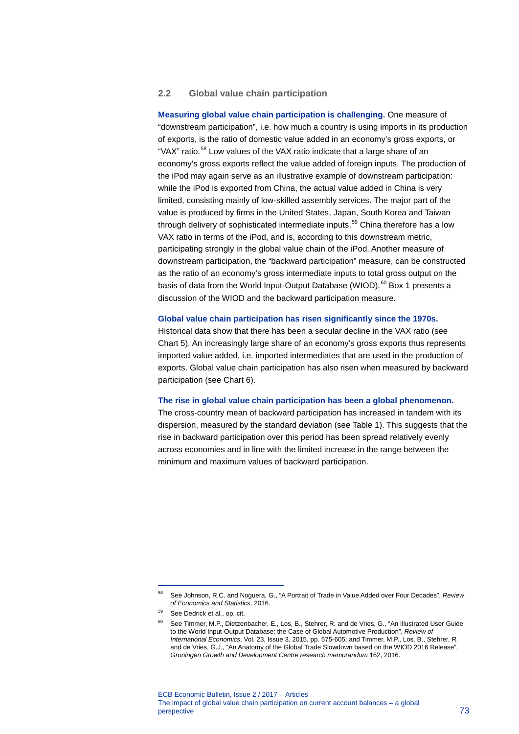### 2.2 Global value chain participation

**Measuring global value chain participation is challenging.** One measure of "downstream participation", i.e. how much a country is using imports in its production of exports, is the ratio of domestic value added in an economy's gross exports, or "VAX" ratio.[58] Low values of the VAX ratio indicate that a large share of an economy's gross exports reflect the value added of foreign inputs. The production of the iPod may again serve as an illustrative example of downstream participation: while the iPod is exported from China, the actual value added in China is very limited, consisting mainly of low-skilled assembly services. The major part of the value is produced by firms in the United States, Japan, South Korea and Taiwan through delivery of sophisticated intermediate inputs.[59] China therefore has a low VAX ratio in terms of the iPod, and is, according to this downstream metric, participating strongly in the global value chain of the iPod. Another measure of downstream participation, the "backward participation" measure, can be constructed as the ratio of an economy's gross intermediate inputs to total gross output on the basis of data from the World Input-Output Database (WIOD).[60] Box 1 presents a discussion of the WIOD and the backward participation measure.

**Global value chain participation has risen significantly since the 1970s.** Historical data show that there has been a secular decline in the VAX ratio (see Chart 5). An increasingly large share of an economy's gross exports thus represents imported value added, i.e. imported intermediates that are used in the production of exports. Global value chain participation has also risen when measured by backward participation (see Chart 6).

**The rise in global value chain participation has been a global phenomenon.** The cross-country mean of backward participation has increased in tandem with its dispersion, measured by the standard deviation (see Table 1). This suggests that the rise in backward participation over this period has been spread relatively evenly across economies and in line with the limited increase in the range between the minimum and maximum values of backward participation.

---

[58] See Johnson, R.C. and Noguera, G., "A Portrait of Trade in Value Added over Four Decades", *Review of Economics and Statistics*, 2016.

[59] See Dedrick et al., op. cit.

[60] See Timmer, M.P., Dietzenbacher, E., Los, B., Stehrer, R. and de Vries, G., "An Illustrated User Guide to the World Input-Output Database: the Case of Global Automotive Production", *Review of International Economics*, Vol. 23, Issue 3, 2015, pp. 575-605; and Timmer, M.P., Los, B., Stehrer, R. and de Vries, G.J., "An Anatomy of the Global Trade Slowdown based on the WIOD 2016 Release", *Groningen Growth and Development Centre research memorandum* 162, 2016.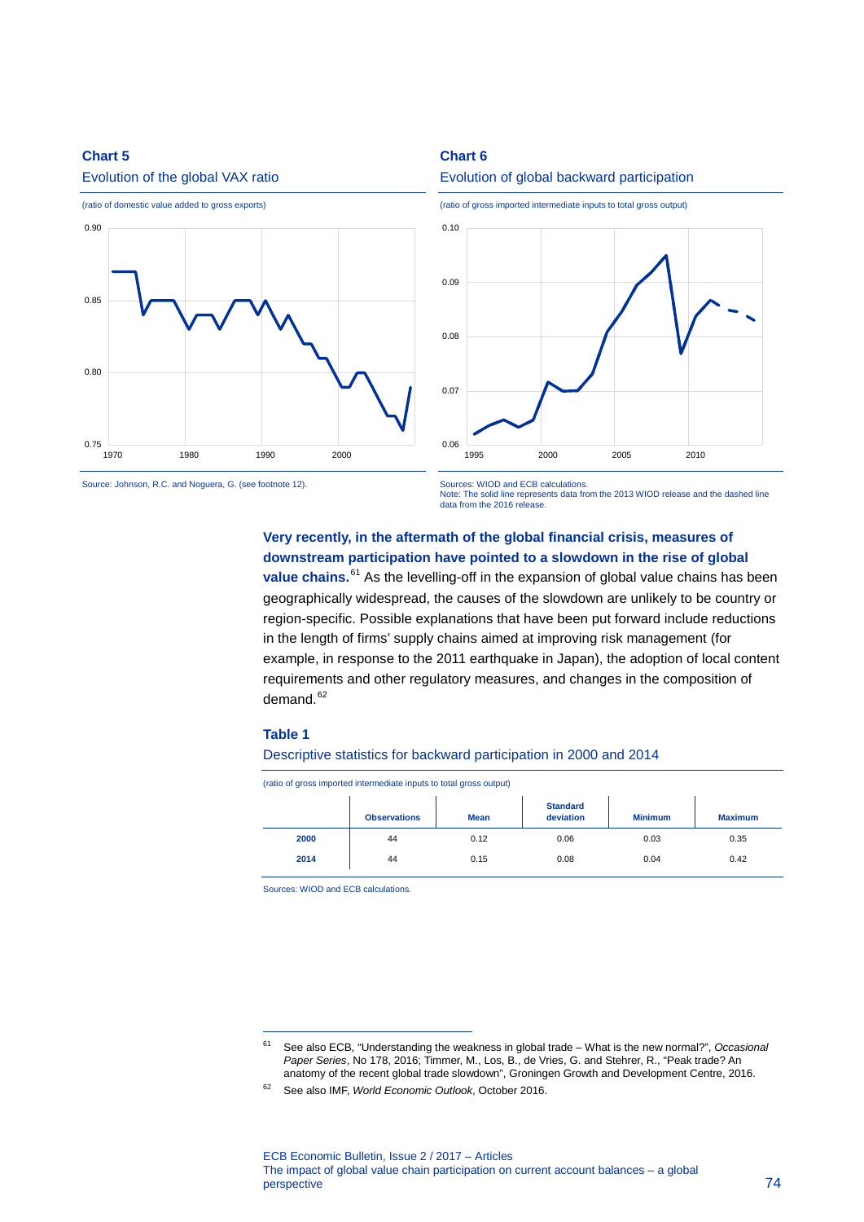**Chart 5**

Evolution of the global VAX ratio

(ratio of domestic value added to gross exports)

Source: Johnson, R.C. and Noguera, G. (see footnote 12).

**Chart 6**

Evolution of global backward participation

(ratio of gross imported intermediate inputs to total gross output)

Sources: WIOD and ECB calculations.
Note: The solid line represents data from the 2013 WIOD release and the dashed line data from the 2016 release.

**Very recently, in the aftermath of the global financial crisis, measures of downstream participation have pointed to a slowdown in the rise of global value chains.**[61] As the levelling-off in the expansion of global value chains has been geographically widespread, the causes of the slowdown are unlikely to be country or region-specific. Possible explanations that have been put forward include reductions in the length of firms' supply chains aimed at improving risk management (for example, in response to the 2011 earthquake in Japan), the adoption of local content requirements and other regulatory measures, and changes in the composition of demand.[62]

**Table 1**

Descriptive statistics for backward participation in 2000 and 2014

(ratio of gross imported intermediate inputs to total gross output)

| | Observations | Mean | Standard deviation | Minimum | Maximum |
|---|---|---|---|---|---|
| 2000 | 44 | 0.12 | 0.06 | 0.03 | 0.35 |
| 2014 | 44 | 0.15 | 0.08 | 0.04 | 0.42 |

Sources: WIOD and ECB calculations.

[61] See also ECB, "Understanding the weakness in global trade – What is the new normal?", *Occasional Paper Series*, No 178, 2016; Timmer, M., Los, B., de Vries, G. and Stehrer, R., "Peak trade? An anatomy of the recent global trade slowdown", Groningen Growth and Development Centre, 2016.

[62] See also IMF, *World Economic Outlook*, October 2016.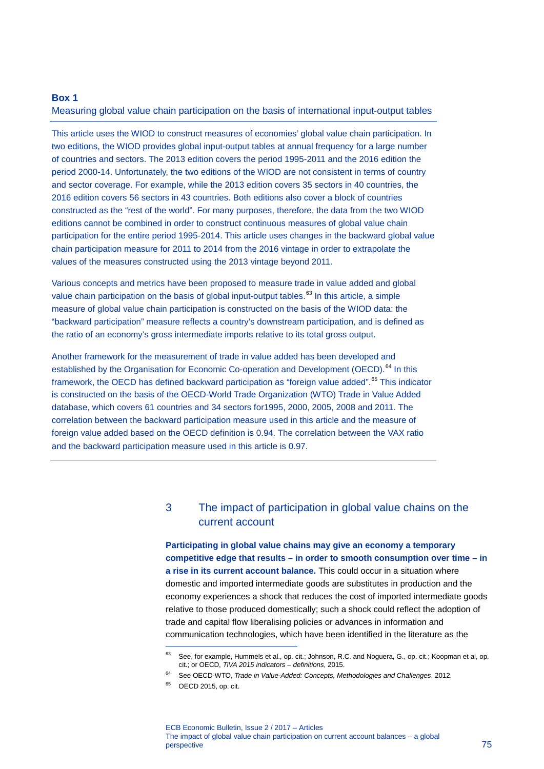### Box 1

### Measuring global value chain participation on the basis of international input-output tables

This article uses the WIOD to construct measures of economies' global value chain participation. In two editions, the WIOD provides global input-output tables at annual frequency for a large number of countries and sectors. The 2013 edition covers the period 1995-2011 and the 2016 edition the period 2000-14. Unfortunately, the two editions of the WIOD are not consistent in terms of country and sector coverage. For example, while the 2013 edition covers 35 sectors in 40 countries, the 2016 edition covers 56 sectors in 43 countries. Both editions also cover a block of countries constructed as the "rest of the world". For many purposes, therefore, the data from the two WIOD editions cannot be combined in order to construct continuous measures of global value chain participation for the entire period 1995-2014. This article uses changes in the backward global value chain participation measure for 2011 to 2014 from the 2016 vintage in order to extrapolate the values of the measures constructed using the 2013 vintage beyond 2011.

Various concepts and metrics have been proposed to measure trade in value added and global value chain participation on the basis of global input-output tables.[63] In this article, a simple measure of global value chain participation is constructed on the basis of the WIOD data: the "backward participation" measure reflects a country's downstream participation, and is defined as the ratio of an economy's gross intermediate imports relative to its total gross output.

Another framework for the measurement of trade in value added has been developed and established by the Organisation for Economic Co-operation and Development (OECD).[64] In this framework, the OECD has defined backward participation as "foreign value added".[65] This indicator is constructed on the basis of the OECD-World Trade Organization (WTO) Trade in Value Added database, which covers 61 countries and 34 sectors for1995, 2000, 2005, 2008 and 2011. The correlation between the backward participation measure used in this article and the measure of foreign value added based on the OECD definition is 0.94. The correlation between the VAX ratio and the backward participation measure used in this article is 0.97.

## 3 The impact of participation in global value chains on the current account

**Participating in global value chains may give an economy a temporary competitive edge that results – in order to smooth consumption over time – in a rise in its current account balance.** This could occur in a situation where domestic and imported intermediate goods are substitutes in production and the economy experiences a shock that reduces the cost of imported intermediate goods relative to those produced domestically; such a shock could reflect the adoption of trade and capital flow liberalising policies or advances in information and communication technologies, which have been identified in the literature as the

---

[63] See, for example, Hummels et al., op. cit.; Johnson, R.C. and Noguera, G., op. cit.; Koopman et al, op. cit.; or OECD, *TiVA 2015 indicators – definitions*, 2015.

[64] See OECD-WTO, *Trade in Value-Added: Concepts, Methodologies and Challenges*, 2012.

[65] OECD 2015, op. cit.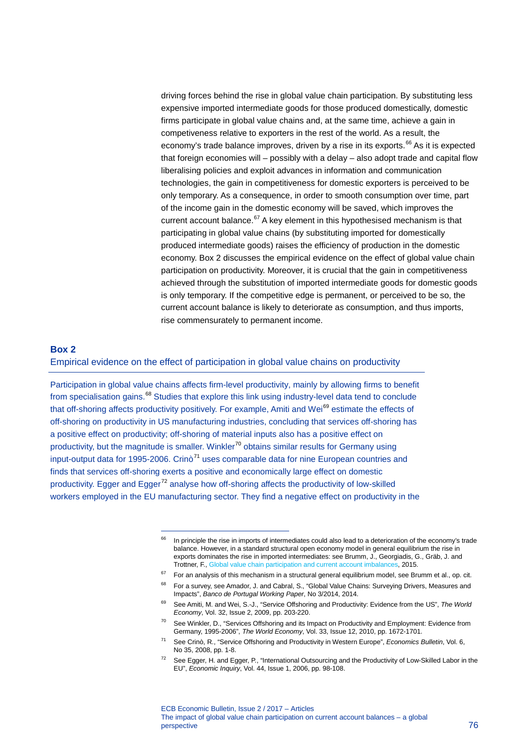driving forces behind the rise in global value chain participation. By substituting less expensive imported intermediate goods for those produced domestically, domestic firms participate in global value chains and, at the same time, achieve a gain in competiveness relative to exporters in the rest of the world. As a result, the economy's trade balance improves, driven by a rise in its exports.[66] As it is expected that foreign economies will – possibly with a delay – also adopt trade and capital flow liberalising policies and exploit advances in information and communication technologies, the gain in competitiveness for domestic exporters is perceived to be only temporary. As a consequence, in order to smooth consumption over time, part of the income gain in the domestic economy will be saved, which improves the current account balance.[67] A key element in this hypothesised mechanism is that participating in global value chains (by substituting imported for domestically produced intermediate goods) raises the efficiency of production in the domestic economy. Box 2 discusses the empirical evidence on the effect of global value chain participation on productivity. Moreover, it is crucial that the gain in competitiveness achieved through the substitution of imported intermediate goods for domestic goods is only temporary. If the competitive edge is permanent, or perceived to be so, the current account balance is likely to deteriorate as consumption, and thus imports, rise commensurately to permanent income.

## Box 2

### Empirical evidence on the effect of participation in global value chains on productivity

Participation in global value chains affects firm-level productivity, mainly by allowing firms to benefit from specialisation gains.[68] Studies that explore this link using industry-level data tend to conclude that off-shoring affects productivity positively. For example, Amiti and Wei[69] estimate the effects of off-shoring on productivity in US manufacturing industries, concluding that services off-shoring has a positive effect on productivity; off-shoring of material inputs also has a positive effect on productivity, but the magnitude is smaller. Winkler[70] obtains similar results for Germany using input-output data for 1995-2006. Crinò[71] uses comparable data for nine European countries and finds that services off-shoring exerts a positive and economically large effect on domestic productivity. Egger and Egger[72] analyse how off-shoring affects the productivity of low-skilled workers employed in the EU manufacturing sector. They find a negative effect on productivity in the

---

[66] In principle the rise in imports of intermediates could also lead to a deterioration of the economy's trade balance. However, in a standard structural open economy model in general equilibrium the rise in exports dominates the rise in imported intermediates: see Brumm, J., Georgiadis, G., Gräb, J. and Trottner, F., Global value chain participation and current account imbalances, 2015.

[67] For an analysis of this mechanism in a structural general equilibrium model, see Brumm et al., op. cit.

[68] For a survey, see Amador, J. and Cabral, S., "Global Value Chains: Surveying Drivers, Measures and Impacts", *Banco de Portugal Working Paper*, No 3/2014, 2014.

[69] See Amiti, M. and Wei, S.-J., "Service Offshoring and Productivity: Evidence from the US", *The World Economy*, Vol. 32, Issue 2, 2009, pp. 203-220.

[70] See Winkler, D., "Services Offshoring and its Impact on Productivity and Employment: Evidence from Germany, 1995-2006", *The World Economy*, Vol. 33, Issue 12, 2010, pp. 1672-1701.

[71] See Crinò, R., "Service Offshoring and Productivity in Western Europe", *Economics Bulletin*, Vol. 6, No 35, 2008, pp. 1-8.

[72] See Egger, H. and Egger, P., "International Outsourcing and the Productivity of Low-Skilled Labor in the EU", *Economic Inquiry*, Vol. 44, Issue 1, 2006, pp. 98-108.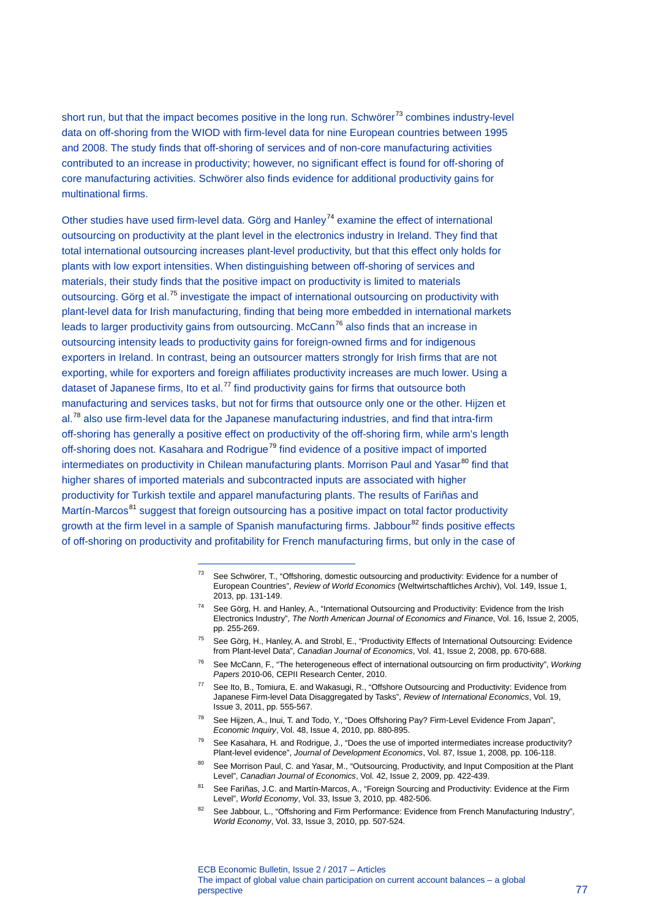short run, but that the impact becomes positive in the long run. Schwörer[73] combines industry-level data on off-shoring from the WIOD with firm-level data for nine European countries between 1995 and 2008. The study finds that off-shoring of services and of non-core manufacturing activities contributed to an increase in productivity; however, no significant effect is found for off-shoring of core manufacturing activities. Schwörer also finds evidence for additional productivity gains for multinational firms.

Other studies have used firm-level data. Görg and Hanley[74] examine the effect of international outsourcing on productivity at the plant level in the electronics industry in Ireland. They find that total international outsourcing increases plant-level productivity, but that this effect only holds for plants with low export intensities. When distinguishing between off-shoring of services and materials, their study finds that the positive impact on productivity is limited to materials outsourcing. Görg et al.[75] investigate the impact of international outsourcing on productivity with plant-level data for Irish manufacturing, finding that being more embedded in international markets leads to larger productivity gains from outsourcing. McCann[76] also finds that an increase in outsourcing intensity leads to productivity gains for foreign-owned firms and for indigenous exporters in Ireland. In contrast, being an outsourcer matters strongly for Irish firms that are not exporting, while for exporters and foreign affiliates productivity increases are much lower. Using a dataset of Japanese firms, Ito et al.[77] find productivity gains for firms that outsource both manufacturing and services tasks, but not for firms that outsource only one or the other. Hijzen et al.[78] also use firm-level data for the Japanese manufacturing industries, and find that intra-firm off-shoring has generally a positive effect on productivity of the off-shoring firm, while arm's length off-shoring does not. Kasahara and Rodrigue[79] find evidence of a positive impact of imported intermediates on productivity in Chilean manufacturing plants. Morrison Paul and Yasar[80] find that higher shares of imported materials and subcontracted inputs are associated with higher productivity for Turkish textile and apparel manufacturing plants. The results of Fariñas and Martín-Marcos[81] suggest that foreign outsourcing has a positive impact on total factor productivity growth at the firm level in a sample of Spanish manufacturing firms. Jabbour[82] finds positive effects of off-shoring on productivity and profitability for French manufacturing firms, but only in the case of

---

[73] See Schwörer, T., "Offshoring, domestic outsourcing and productivity: Evidence for a number of European Countries", *Review of World Economics* (Weltwirtschaftliches Archiv), Vol. 149, Issue 1, 2013, pp. 131-149.

[74] See Görg, H. and Hanley, A., "International Outsourcing and Productivity: Evidence from the Irish Electronics Industry", *The North American Journal of Economics and Finance*, Vol. 16, Issue 2, 2005, pp. 255-269.

[75] See Görg, H., Hanley, A. and Strobl, E., "Productivity Effects of International Outsourcing: Evidence from Plant-level Data", *Canadian Journal of Economics*, Vol. 41, Issue 2, 2008, pp. 670-688.

[76] See McCann, F., "The heterogeneous effect of international outsourcing on firm productivity", *Working Papers* 2010-06, CEPII Research Center, 2010.

[77] See Ito, B., Tomiura, E. and Wakasugi, R., "Offshore Outsourcing and Productivity: Evidence from Japanese Firm-level Data Disaggregated by Tasks", *Review of International Economics*, Vol. 19, Issue 3, 2011, pp. 555-567.

[78] See Hijzen, A., Inui, T. and Todo, Y., "Does Offshoring Pay? Firm-Level Evidence From Japan", *Economic Inquiry*, Vol. 48, Issue 4, 2010, pp. 880-895.

[79] See Kasahara, H. and Rodrigue, J., "Does the use of imported intermediates increase productivity? Plant-level evidence", *Journal of Development Economics*, Vol. 87, Issue 1, 2008, pp. 106-118.

[80] See Morrison Paul, C. and Yasar, M., "Outsourcing, Productivity, and Input Composition at the Plant Level", *Canadian Journal of Economics*, Vol. 42, Issue 2, 2009, pp. 422-439.

[81] See Fariñas, J.C. and Martín-Marcos, A., "Foreign Sourcing and Productivity: Evidence at the Firm Level", *World Economy*, Vol. 33, Issue 3, 2010, pp. 482-506.

[82] See Jabbour, L., "Offshoring and Firm Performance: Evidence from French Manufacturing Industry", *World Economy*, Vol. 33, Issue 3, 2010, pp. 507-524.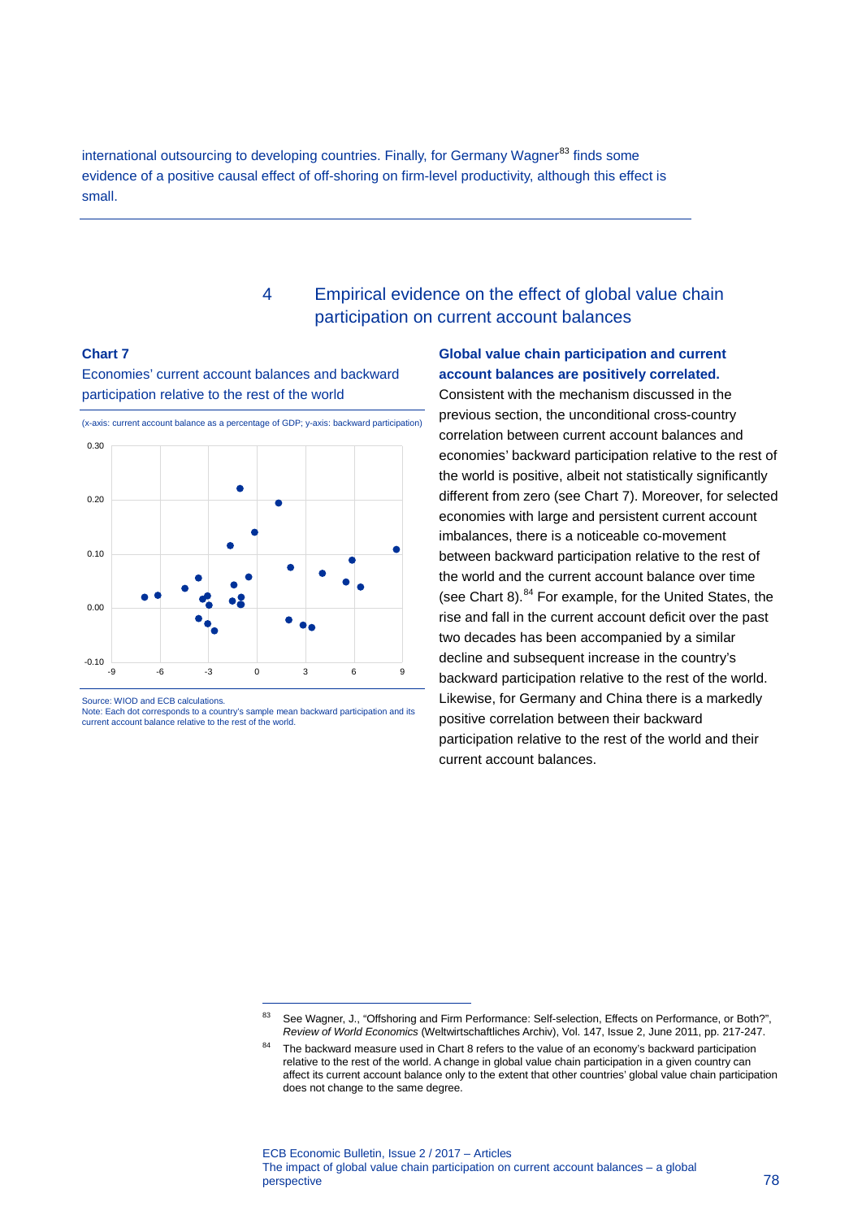international outsourcing to developing countries. Finally, for Germany Wagner[83] finds some evidence of a positive causal effect of off-shoring on firm-level productivity, although this effect is small.

## 4 Empirical evidence on the effect of global value chain participation on current account balances

**Chart 7**

Economies' current account balances and backward participation relative to the rest of the world

(x-axis: current account balance as a percentage of GDP; y-axis: backward participation)

Source: WIOD and ECB calculations.
Note: Each dot corresponds to a country's sample mean backward participation and its current account balance relative to the rest of the world.

**Global value chain participation and current account balances are positively correlated.** Consistent with the mechanism discussed in the previous section, the unconditional cross-country correlation between current account balances and economies' backward participation relative to the rest of the world is positive, albeit not statistically significantly different from zero (see Chart 7). Moreover, for selected economies with large and persistent current account imbalances, there is a noticeable co-movement between backward participation relative to the rest of the world and the current account balance over time (see Chart 8).[84] For example, for the United States, the rise and fall in the current account deficit over the past two decades has been accompanied by a similar decline and subsequent increase in the country's backward participation relative to the rest of the world. Likewise, for Germany and China there is a markedly positive correlation between their backward participation relative to the rest of the world and their current account balances.

[83] See Wagner, J., "Offshoring and Firm Performance: Self-selection, Effects on Performance, or Both?", *Review of World Economics* (Weltwirtschaftliches Archiv), Vol. 147, Issue 2, June 2011, pp. 217-247.

[84] The backward measure used in Chart 8 refers to the value of an economy's backward participation relative to the rest of the world. A change in global value chain participation in a given country can affect its current account balance only to the extent that other countries' global value chain participation does not change to the same degree.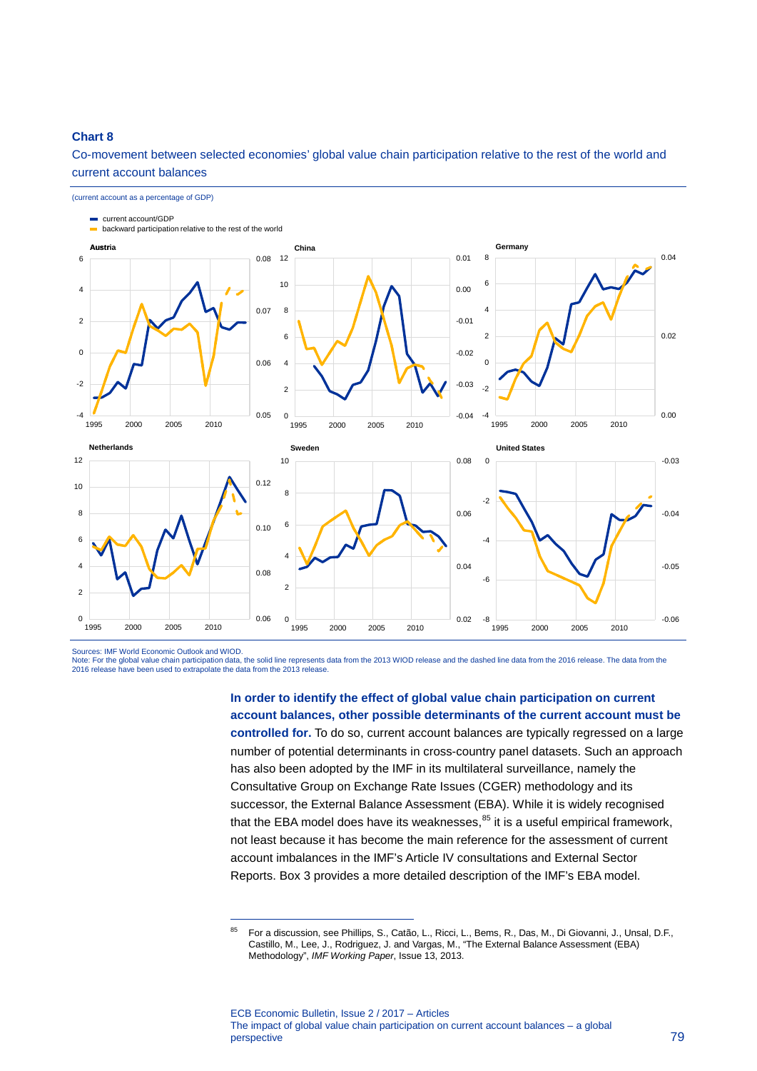**Chart 8**

Co-movement between selected economies' global value chain participation relative to the rest of the world and current account balances

(current account as a percentage of GDP)

Sources: IMF World Economic Outlook and WIOD.
Note: For the global value chain participation data, the solid line represents data from the 2013 WIOD release and the dashed line data from the 2016 release. The data from the 2016 release have been used to extrapolate the data from the 2013 release.

**In order to identify the effect of global value chain participation on current account balances, other possible determinants of the current account must be controlled for.** To do so, current account balances are typically regressed on a large number of potential determinants in cross-country panel datasets. Such an approach has also been adopted by the IMF in its multilateral surveillance, namely the Consultative Group on Exchange Rate Issues (CGER) methodology and its successor, the External Balance Assessment (EBA). While it is widely recognised that the EBA model does have its weaknesses,[85] it is a useful empirical framework, not least because it has become the main reference for the assessment of current account imbalances in the IMF's Article IV consultations and External Sector Reports. Box 3 provides a more detailed description of the IMF's EBA model.

[85] For a discussion, see Phillips, S., Catão, L., Ricci, L., Bems, R., Das, M., Di Giovanni, J., Unsal, D.F., Castillo, M., Lee, J., Rodriguez, J. and Vargas, M., "The External Balance Assessment (EBA) Methodology", *IMF Working Paper*, Issue 13, 2013.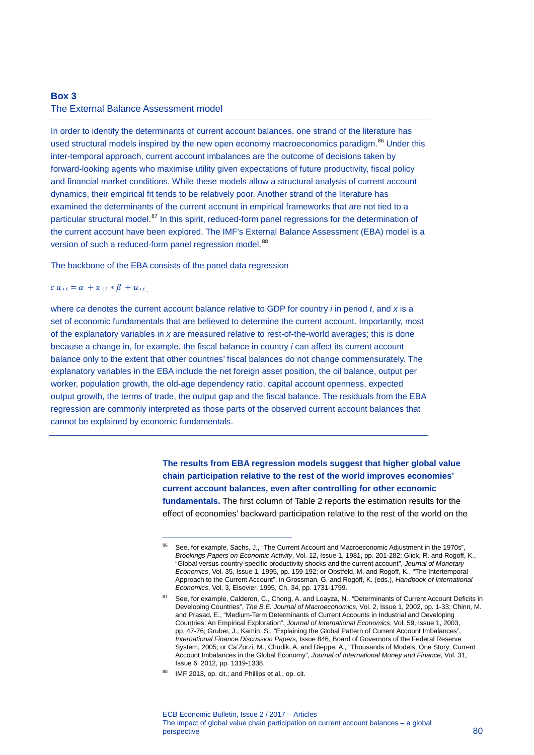## Box 3

### The External Balance Assessment model

In order to identify the determinants of current account balances, one strand of the literature has used structural models inspired by the new open economy macroeconomics paradigm.[86] Under this inter-temporal approach, current account imbalances are the outcome of decisions taken by forward-looking agents who maximise utility given expectations of future productivity, fiscal policy and financial market conditions. While these models allow a structural analysis of current account dynamics, their empirical fit tends to be relatively poor. Another strand of the literature has examined the determinants of the current account in empirical frameworks that are not tied to a particular structural model.[87] In this spirit, reduced-form panel regressions for the determination of the current account have been explored. The IMF's External Balance Assessment (EBA) model is a version of such a reduced-form panel regression model.[88]

The backbone of the EBA consists of the panel data regression

$$ca_{it} = \alpha + x_{it} * \beta + u_{it},$$

where *ca* denotes the current account balance relative to GDP for country *i* in period *t*, and *x* is a set of economic fundamentals that are believed to determine the current account. Importantly, most of the explanatory variables in *x* are measured relative to rest-of-the-world averages; this is done because a change in, for example, the fiscal balance in country *i* can affect its current account balance only to the extent that other countries' fiscal balances do not change commensurately. The explanatory variables in the EBA include the net foreign asset position, the oil balance, output per worker, population growth, the old-age dependency ratio, capital account openness, expected output growth, the terms of trade, the output gap and the fiscal balance. The residuals from the EBA regression are commonly interpreted as those parts of the observed current account balances that cannot be explained by economic fundamentals.

---

**The results from EBA regression models suggest that higher global value chain participation relative to the rest of the world improves economies' current account balances, even after controlling for other economic fundamentals.** The first column of Table 2 reports the estimation results for the effect of economies' backward participation relative to the rest of the world on the

---

[86] See, for example, Sachs, J., "The Current Account and Macroeconomic Adjustment in the 1970s", *Brookings Papers on Economic Activity*, Vol. 12, Issue 1, 1981, pp. 201-282; Glick, R. and Rogoff, K., "Global versus country-specific productivity shocks and the current account", *Journal of Monetary Economics*, Vol. 35, Issue 1, 1995, pp. 159-192; or Obstfeld, M. and Rogoff, K., "The Intertemporal Approach to the Current Account", in Grossman, G. and Rogoff, K. (eds.), *Handbook of International Economics*, Vol. 3, Elsevier, 1995, Ch. 34, pp. 1731-1799.

[87] See, for example, Calderon, C., Chong, A. and Loayza, N., "Determinants of Current Account Deficits in Developing Countries", *The B.E. Journal of Macroeconomics*, Vol. 2, Issue 1, 2002, pp. 1-33; Chinn, M. and Prasad, E., "Medium-Term Determinants of Current Accounts in Industrial and Developing Countries: An Empirical Exploration", *Journal of International Economics*, Vol. 59, Issue 1, 2003, pp. 47-76; Gruber, J., Kamin, S., "Explaining the Global Pattern of Current Account Imbalances", *International Finance Discussion Papers*, Issue 846, Board of Governors of the Federal Reserve System, 2005; or Ca'Zorzi, M., Chudik, A. and Dieppe, A., "Thousands of Models, One Story: Current Account Imbalances in the Global Economy", *Journal of International Money and Finance*, Vol. 31, Issue 6, 2012, pp. 1319-1338.

[88] IMF 2013, op. cit.; and Phillips et al., op. cit.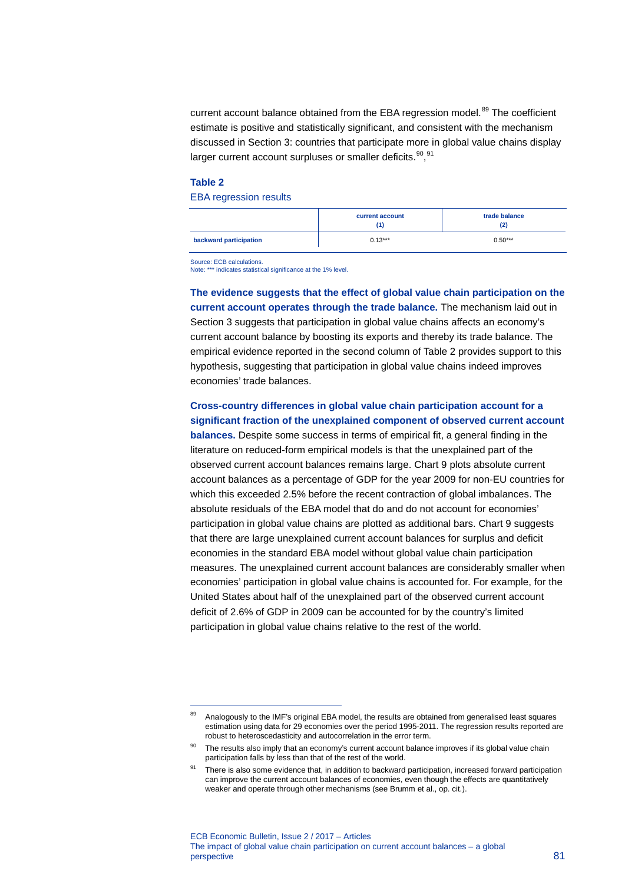current account balance obtained from the EBA regression model.[89] The coefficient estimate is positive and statistically significant, and consistent with the mechanism discussed in Section 3: countries that participate more in global value chains display larger current account surpluses or smaller deficits.[90],[91]

**Table 2**

EBA regression results

| | current account (1) | trade balance (2) |
|---|---|---|
| **backward participation** | 0.13*** | 0.50*** |

Source: ECB calculations.
Note: *** indicates statistical significance at the 1% level.

**The evidence suggests that the effect of global value chain participation on the current account operates through the trade balance.** The mechanism laid out in Section 3 suggests that participation in global value chains affects an economy's current account balance by boosting its exports and thereby its trade balance. The empirical evidence reported in the second column of Table 2 provides support to this hypothesis, suggesting that participation in global value chains indeed improves economies' trade balances.

**Cross-country differences in global value chain participation account for a significant fraction of the unexplained component of observed current account balances.** Despite some success in terms of empirical fit, a general finding in the literature on reduced-form empirical models is that the unexplained part of the observed current account balances remains large. Chart 9 plots absolute current account balances as a percentage of GDP for the year 2009 for non-EU countries for which this exceeded 2.5% before the recent contraction of global imbalances. The absolute residuals of the EBA model that do and do not account for economies' participation in global value chains are plotted as additional bars. Chart 9 suggests that there are large unexplained current account balances for surplus and deficit economies in the standard EBA model without global value chain participation measures. The unexplained current account balances are considerably smaller when economies' participation in global value chains is accounted for. For example, for the United States about half of the unexplained part of the observed current account deficit of 2.6% of GDP in 2009 can be accounted for by the country's limited participation in global value chains relative to the rest of the world.

[89] Analogously to the IMF's original EBA model, the results are obtained from generalised least squares estimation using data for 29 economies over the period 1995-2011. The regression results reported are robust to heteroscedasticity and autocorrelation in the error term.

[90] The results also imply that an economy's current account balance improves if its global value chain participation falls by less than that of the rest of the world.

[91] There is also some evidence that, in addition to backward participation, increased forward participation can improve the current account balances of economies, even though the effects are quantitatively weaker and operate through other mechanisms (see Brumm et al., op. cit.).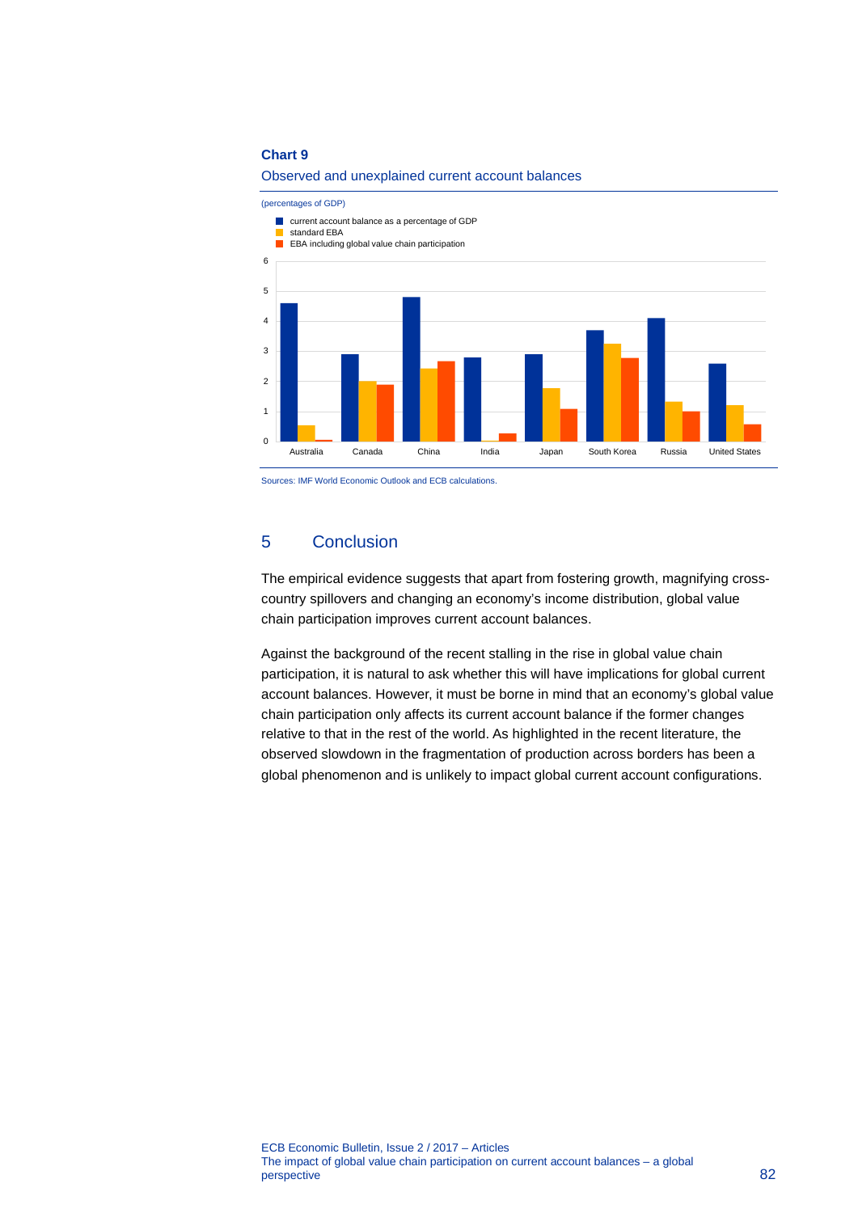**Chart 9**

Observed and unexplained current account balances

(percentages of GDP)

current account balance as a percentage of GDP
standard EBA
EBA including global value chain participation

6
5
4
3
2
1
0

Australia
Canada
China
India
Japan
South Korea
Russia
United States

Sources: IMF World Economic Outlook and ECB calculations.

## 5 Conclusion

The empirical evidence suggests that apart from fostering growth, magnifying cross-country spillovers and changing an economy's income distribution, global value chain participation improves current account balances.

Against the background of the recent stalling in the rise in global value chain participation, it is natural to ask whether this will have implications for global current account balances. However, it must be borne in mind that an economy's global value chain participation only affects its current account balance if the former changes relative to that in the rest of the world. As highlighted in the recent literature, the observed slowdown in the fragmentation of production across borders has been a global phenomenon and is unlikely to impact global current account configurations.